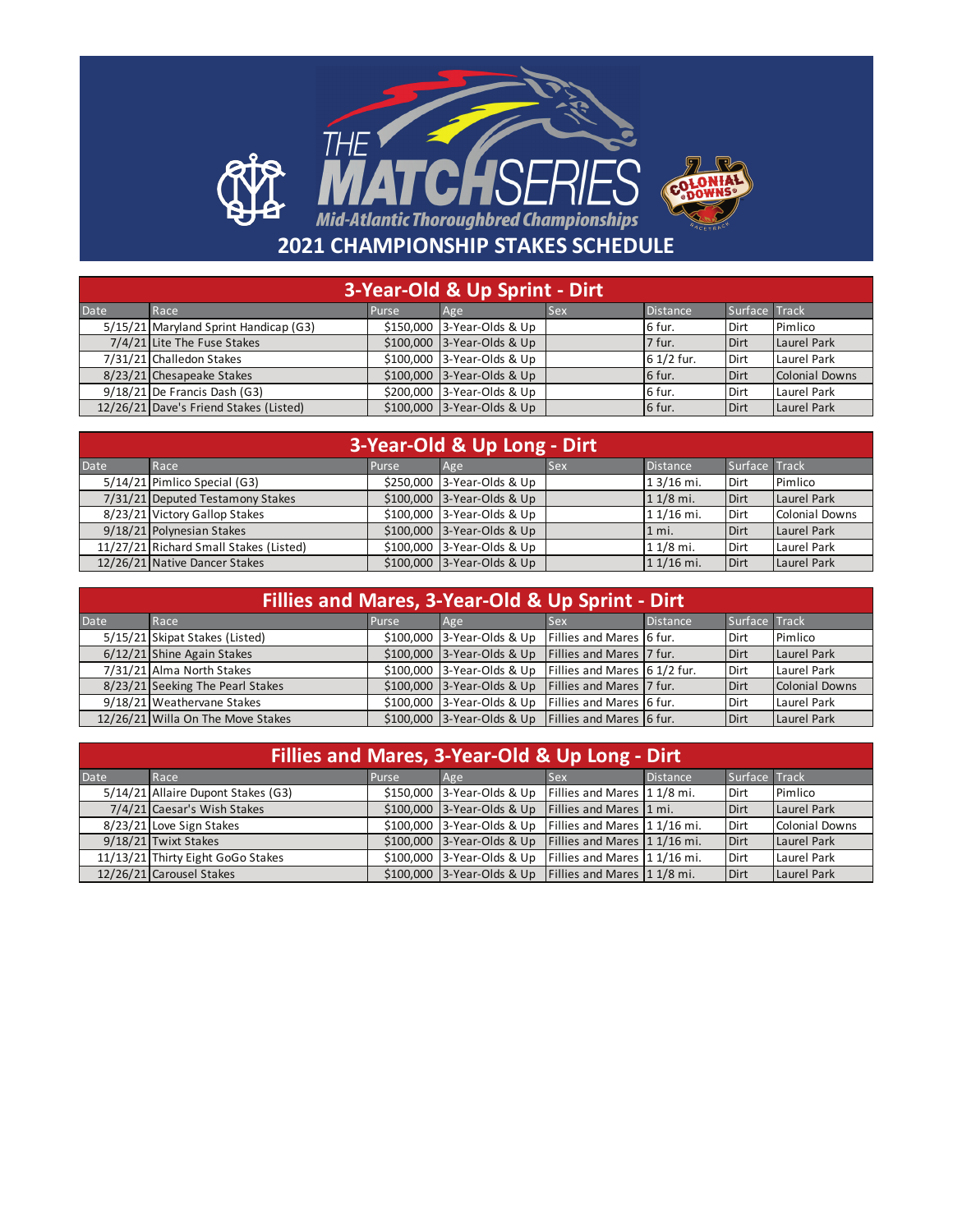# THE MATCH SERIES

*Mid-Atlantic Thoroughbred Championships*

## 2021 CHAMPIONSHIP STAKES SCHEDULE

### 3-Year-Old & Up Sprint - Dirt

| Date | Race | Purse | Age | Sex | Distance | Surface | Track |
|---|---|---|---|---|---|---|---|
| 5/15/21 | Maryland Sprint Handicap (G3) | $150,000 | 3-Year-Olds & Up | | 6 fur. | Dirt | Pimlico |
| 7/4/21 | Lite The Fuse Stakes | $100,000 | 3-Year-Olds & Up | | 7 fur. | Dirt | Laurel Park |
| 7/31/21 | Challedon Stakes | $100,000 | 3-Year-Olds & Up | | 6 1/2 fur. | Dirt | Laurel Park |
| 8/23/21 | Chesapeake Stakes | $100,000 | 3-Year-Olds & Up | | 6 fur. | Dirt | Colonial Downs |
| 9/18/21 | De Francis Dash (G3) | $200,000 | 3-Year-Olds & Up | | 6 fur. | Dirt | Laurel Park |
| 12/26/21 | Dave's Friend Stakes (Listed) | $100,000 | 3-Year-Olds & Up | | 6 fur. | Dirt | Laurel Park |

### 3-Year-Old & Up Long - Dirt

| Date | Race | Purse | Age | Sex | Distance | Surface | Track |
|---|---|---|---|---|---|---|---|
| 5/14/21 | Pimlico Special (G3) | $250,000 | 3-Year-Olds & Up | | 1 3/16 mi. | Dirt | Pimlico |
| 7/31/21 | Deputed Testamony Stakes | $100,000 | 3-Year-Olds & Up | | 1 1/8 mi. | Dirt | Laurel Park |
| 8/23/21 | Victory Gallop Stakes | $100,000 | 3-Year-Olds & Up | | 1 1/16 mi. | Dirt | Colonial Downs |
| 9/18/21 | Polynesian Stakes | $100,000 | 3-Year-Olds & Up | | 1 mi. | Dirt | Laurel Park |
| 11/27/21 | Richard Small Stakes (Listed) | $100,000 | 3-Year-Olds & Up | | 1 1/8 mi. | Dirt | Laurel Park |
| 12/26/21 | Native Dancer Stakes | $100,000 | 3-Year-Olds & Up | | 1 1/16 mi. | Dirt | Laurel Park |

### Fillies and Mares, 3-Year-Old & Up Sprint - Dirt

| Date | Race | Purse | Age | Sex | Distance | Surface | Track |
|---|---|---|---|---|---|---|---|
| 5/15/21 | Skipat Stakes (Listed) | $100,000 | 3-Year-Olds & Up | Fillies and Mares | 6 fur. | Dirt | Pimlico |
| 6/12/21 | Shine Again Stakes | $100,000 | 3-Year-Olds & Up | Fillies and Mares | 7 fur. | Dirt | Laurel Park |
| 7/31/21 | Alma North Stakes | $100,000 | 3-Year-Olds & Up | Fillies and Mares | 6 1/2 fur. | Dirt | Laurel Park |
| 8/23/21 | Seeking The Pearl Stakes | $100,000 | 3-Year-Olds & Up | Fillies and Mares | 7 fur. | Dirt | Colonial Downs |
| 9/18/21 | Weathervane Stakes | $100,000 | 3-Year-Olds & Up | Fillies and Mares | 6 fur. | Dirt | Laurel Park |
| 12/26/21 | Willa On The Move Stakes | $100,000 | 3-Year-Olds & Up | Fillies and Mares | 6 fur. | Dirt | Laurel Park |

### Fillies and Mares, 3-Year-Old & Up Long - Dirt

| Date | Race | Purse | Age | Sex | Distance | Surface | Track |
|---|---|---|---|---|---|---|---|
| 5/14/21 | Allaire Dupont Stakes (G3) | $150,000 | 3-Year-Olds & Up | Fillies and Mares | 1 1/8 mi. | Dirt | Pimlico |
| 7/4/21 | Caesar's Wish Stakes | $100,000 | 3-Year-Olds & Up | Fillies and Mares | 1 mi. | Dirt | Laurel Park |
| 8/23/21 | Love Sign Stakes | $100,000 | 3-Year-Olds & Up | Fillies and Mares | 1 1/16 mi. | Dirt | Colonial Downs |
| 9/18/21 | Twixt Stakes | $100,000 | 3-Year-Olds & Up | Fillies and Mares | 1 1/16 mi. | Dirt | Laurel Park |
| 11/13/21 | Thirty Eight GoGo Stakes | $100,000 | 3-Year-Olds & Up | Fillies and Mares | 1 1/16 mi. | Dirt | Laurel Park |
| 12/26/21 | Carousel Stakes | $100,000 | 3-Year-Olds & Up | Fillies and Mares | 1 1/8 mi. | Dirt | Laurel Park |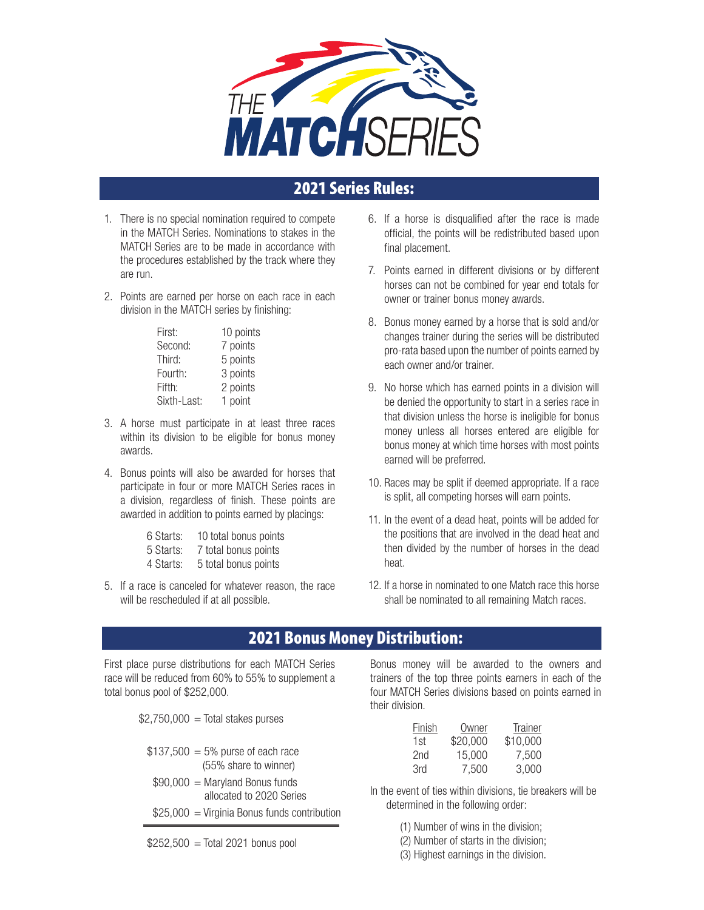# THE MATCH SERIES

## 2021 Series Rules:

1. There is no special nomination required to compete in the MATCH Series. Nominations to stakes in the MATCH Series are to be made in accordance with the procedures established by the track where they are run.

2. Points are earned per horse on each race in each division in the MATCH series by finishing:

| | |
|---|---|
| First: | 10 points |
| Second: | 7 points |
| Third: | 5 points |
| Fourth: | 3 points |
| Fifth: | 2 points |
| Sixth-Last: | 1 point |

3. A horse must participate in at least three races within its division to be eligible for bonus money awards.

4. Bonus points will also be awarded for horses that participate in four or more MATCH Series races in a division, regardless of finish. These points are awarded in addition to points earned by placings:

| | |
|---|---|
| 6 Starts: | 10 total bonus points |
| 5 Starts: | 7 total bonus points |
| 4 Starts: | 5 total bonus points |

5. If a race is canceled for whatever reason, the race will be rescheduled if at all possible.

6. If a horse is disqualified after the race is made official, the points will be redistributed based upon final placement.

7. Points earned in different divisions or by different horses can not be combined for year end totals for owner or trainer bonus money awards.

8. Bonus money earned by a horse that is sold and/or changes trainer during the series will be distributed pro-rata based upon the number of points earned by each owner and/or trainer.

9. No horse which has earned points in a division will be denied the opportunity to start in a series race in that division unless the horse is ineligible for bonus money unless all horses entered are eligible for bonus money at which time horses with most points earned will be preferred.

10. Races may be split if deemed appropriate. If a race is split, all competing horses will earn points.

11. In the event of a dead heat, points will be added for the positions that are involved in the dead heat and then divided by the number of horses in the dead heat.

12. If a horse in nominated to one Match race this horse shall be nominated to all remaining Match races.

## 2021 Bonus Money Distribution:

First place purse distributions for each MATCH Series race will be reduced from 60% to 55% to supplement a total bonus pool of $252,000.

$2,750,000 = Total stakes purses

$137,500 = 5% purse of each race (55% share to winner)

$90,000 = Maryland Bonus funds allocated to 2020 Series

$25,000 = Virginia Bonus funds contribution

$252,500 = Total 2021 bonus pool

Bonus money will be awarded to the owners and trainers of the top three points earners in each of the four MATCH Series divisions based on points earned in their division.

| Finish | Owner | Trainer |
|---|---|---|
| 1st | $20,000 | $10,000 |
| 2nd | 15,000 | 7,500 |
| 3rd | 7,500 | 3,000 |

In the event of ties within divisions, tie breakers will be determined in the following order:

(1) Number of wins in the division;
(2) Number of starts in the division;
(3) Highest earnings in the division.